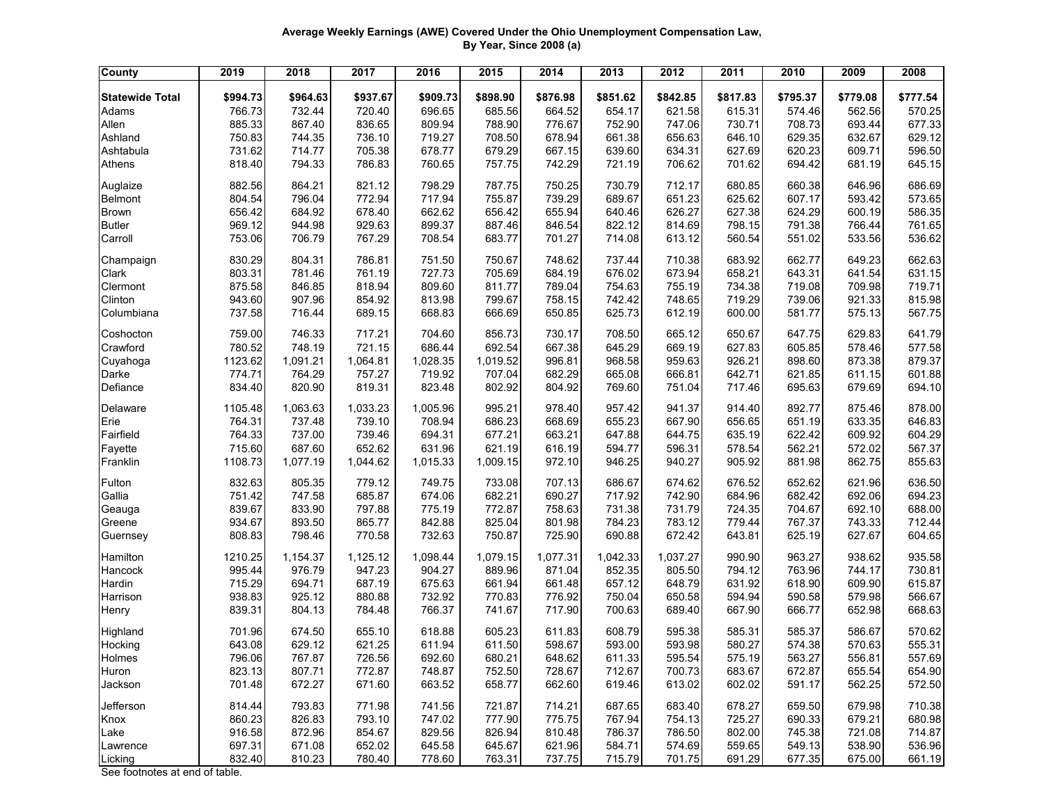**Average Weekly Earnings (AWE) Covered Under the Ohio Unemployment Compensation Law, By Year, Since 2008 (a)**

| County | 2019 | 2018 | 2017 | 2016 | 2015 | 2014 | 2013 | 2012 | 2011 | 2010 | 2009 | 2008 |
|---|---|---|---|---|---|---|---|---|---|---|---|---|
| **Statewide Total** | **$994.73** | **$964.63** | **$937.67** | **$909.73** | **$898.90** | **$876.98** | **$851.62** | **$842.85** | **$817.83** | **$795.37** | **$779.08** | **$777.54** |
| Adams | 766.73 | 732.44 | 720.40 | 696.65 | 685.56 | 664.52 | 654.17 | 621.58 | 615.31 | 574.46 | 562.56 | 570.25 |
| Allen | 885.33 | 867.40 | 836.65 | 809.94 | 788.90 | 776.67 | 752.90 | 747.06 | 730.71 | 708.73 | 693.44 | 677.33 |
| Ashland | 750.83 | 744.35 | 736.10 | 719.27 | 708.50 | 678.94 | 661.38 | 656.63 | 646.10 | 629.35 | 632.67 | 629.12 |
| Ashtabula | 731.62 | 714.77 | 705.38 | 678.77 | 679.29 | 667.15 | 639.60 | 634.31 | 627.69 | 620.23 | 609.71 | 596.50 |
| Athens | 818.40 | 794.33 | 786.83 | 760.65 | 757.75 | 742.29 | 721.19 | 706.62 | 701.62 | 694.42 | 681.19 | 645.15 |
| Auglaize | 882.56 | 864.21 | 821.12 | 798.29 | 787.75 | 750.25 | 730.79 | 712.17 | 680.85 | 660.38 | 646.96 | 686.69 |
| Belmont | 804.54 | 796.04 | 772.94 | 717.94 | 755.87 | 739.29 | 689.67 | 651.23 | 625.62 | 607.17 | 593.42 | 573.65 |
| Brown | 656.42 | 684.92 | 678.40 | 662.62 | 656.42 | 655.94 | 640.46 | 626.27 | 627.38 | 624.29 | 600.19 | 586.35 |
| Butler | 969.12 | 944.98 | 929.63 | 899.37 | 887.46 | 846.54 | 822.12 | 814.69 | 798.15 | 791.38 | 766.44 | 761.65 |
| Carroll | 753.06 | 706.79 | 767.29 | 708.54 | 683.77 | 701.27 | 714.08 | 613.12 | 560.54 | 551.02 | 533.56 | 536.62 |
| Champaign | 830.29 | 804.31 | 786.81 | 751.50 | 750.67 | 748.62 | 737.44 | 710.38 | 683.92 | 662.77 | 649.23 | 662.63 |
| Clark | 803.31 | 781.46 | 761.19 | 727.73 | 705.69 | 684.19 | 676.02 | 673.94 | 658.21 | 643.31 | 641.54 | 631.15 |
| Clermont | 875.58 | 846.85 | 818.94 | 809.60 | 811.77 | 789.04 | 754.63 | 755.19 | 734.38 | 719.08 | 709.98 | 719.71 |
| Clinton | 943.60 | 907.96 | 854.92 | 813.98 | 799.67 | 758.15 | 742.42 | 748.65 | 719.29 | 739.06 | 921.33 | 815.98 |
| Columbiana | 737.58 | 716.44 | 689.15 | 668.83 | 666.69 | 650.85 | 625.73 | 612.19 | 600.00 | 581.77 | 575.13 | 567.75 |
| Coshocton | 759.00 | 746.33 | 717.21 | 704.60 | 856.73 | 730.17 | 708.50 | 665.12 | 650.67 | 647.75 | 629.83 | 641.79 |
| Crawford | 780.52 | 748.19 | 721.15 | 686.44 | 692.54 | 667.38 | 645.29 | 669.19 | 627.83 | 605.85 | 578.46 | 577.58 |
| Cuyahoga | 1123.62 | 1,091.21 | 1,064.81 | 1,028.35 | 1,019.52 | 996.81 | 968.58 | 959.63 | 926.21 | 898.60 | 873.38 | 879.37 |
| Darke | 774.71 | 764.29 | 757.27 | 719.92 | 707.04 | 682.29 | 665.08 | 666.81 | 642.71 | 621.85 | 611.15 | 601.88 |
| Defiance | 834.40 | 820.90 | 819.31 | 823.48 | 802.92 | 804.92 | 769.60 | 751.04 | 717.46 | 695.63 | 679.69 | 694.10 |
| Delaware | 1105.48 | 1,063.63 | 1,033.23 | 1,005.96 | 995.21 | 978.40 | 957.42 | 941.37 | 914.40 | 892.77 | 875.46 | 878.00 |
| Erie | 764.31 | 737.48 | 739.10 | 708.94 | 686.23 | 668.69 | 655.23 | 667.90 | 656.65 | 651.19 | 633.35 | 646.83 |
| Fairfield | 764.33 | 737.00 | 739.46 | 694.31 | 677.21 | 663.21 | 647.88 | 644.75 | 635.19 | 622.42 | 609.92 | 604.29 |
| Fayette | 715.60 | 687.60 | 652.62 | 631.96 | 621.19 | 616.19 | 594.77 | 596.31 | 578.54 | 562.21 | 572.02 | 567.37 |
| Franklin | 1108.73 | 1,077.19 | 1,044.62 | 1,015.33 | 1,009.15 | 972.10 | 946.25 | 940.27 | 905.92 | 881.98 | 862.75 | 855.63 |
| Fulton | 832.63 | 805.35 | 779.12 | 749.75 | 733.08 | 707.13 | 686.67 | 674.62 | 676.52 | 652.62 | 621.96 | 636.50 |
| Gallia | 751.42 | 747.58 | 685.87 | 674.06 | 682.21 | 690.27 | 717.92 | 742.90 | 684.96 | 682.42 | 692.06 | 694.23 |
| Geauga | 839.67 | 833.90 | 797.88 | 775.19 | 772.87 | 758.63 | 731.38 | 731.79 | 724.35 | 704.67 | 692.10 | 688.00 |
| Greene | 934.67 | 893.50 | 865.77 | 842.88 | 825.04 | 801.98 | 784.23 | 783.12 | 779.44 | 767.37 | 743.33 | 712.44 |
| Guernsey | 808.83 | 798.46 | 770.58 | 732.63 | 750.87 | 725.90 | 690.88 | 672.42 | 643.81 | 625.19 | 627.67 | 604.65 |
| Hamilton | 1210.25 | 1,154.37 | 1,125.12 | 1,098.44 | 1,079.15 | 1,077.31 | 1,042.33 | 1,037.27 | 990.90 | 963.27 | 938.62 | 935.58 |
| Hancock | 995.44 | 976.79 | 947.23 | 904.27 | 889.96 | 871.04 | 852.35 | 805.50 | 794.12 | 763.96 | 744.17 | 730.81 |
| Hardin | 715.29 | 694.71 | 687.19 | 675.63 | 661.94 | 661.48 | 657.12 | 648.79 | 631.92 | 618.90 | 609.90 | 615.87 |
| Harrison | 938.83 | 925.12 | 880.88 | 732.92 | 770.83 | 776.92 | 750.04 | 650.58 | 594.94 | 590.58 | 579.98 | 566.67 |
| Henry | 839.31 | 804.13 | 784.48 | 766.37 | 741.67 | 717.90 | 700.63 | 689.40 | 667.90 | 666.77 | 652.98 | 668.63 |
| Highland | 701.96 | 674.50 | 655.10 | 618.88 | 605.23 | 611.83 | 608.79 | 595.38 | 585.31 | 585.37 | 586.67 | 570.62 |
| Hocking | 643.08 | 629.12 | 621.25 | 611.94 | 611.50 | 598.67 | 593.00 | 593.98 | 580.27 | 574.38 | 570.63 | 555.31 |
| Holmes | 796.06 | 767.87 | 726.56 | 692.60 | 680.21 | 648.62 | 611.33 | 595.54 | 575.19 | 563.27 | 556.81 | 557.69 |
| Huron | 823.13 | 807.71 | 772.87 | 748.87 | 752.50 | 728.67 | 712.67 | 700.73 | 683.67 | 672.87 | 655.54 | 654.90 |
| Jackson | 701.48 | 672.27 | 671.60 | 663.52 | 658.77 | 662.60 | 619.46 | 613.02 | 602.02 | 591.17 | 562.25 | 572.50 |
| Jefferson | 814.44 | 793.83 | 771.98 | 741.56 | 721.87 | 714.21 | 687.65 | 683.40 | 678.27 | 659.50 | 679.98 | 710.38 |
| Knox | 860.23 | 826.83 | 793.10 | 747.02 | 777.90 | 775.75 | 767.94 | 754.13 | 725.27 | 690.33 | 679.21 | 680.98 |
| Lake | 916.58 | 872.96 | 854.67 | 829.56 | 826.94 | 810.48 | 786.37 | 786.50 | 802.00 | 745.38 | 721.08 | 714.87 |
| Lawrence | 697.31 | 671.08 | 652.02 | 645.58 | 645.67 | 621.96 | 584.71 | 574.69 | 559.65 | 549.13 | 538.90 | 536.96 |
| Licking | 832.40 | 810.23 | 780.40 | 778.60 | 763.31 | 737.75 | 715.79 | 701.75 | 691.29 | 677.35 | 675.00 | 661.19 |

See footnotes at end of table.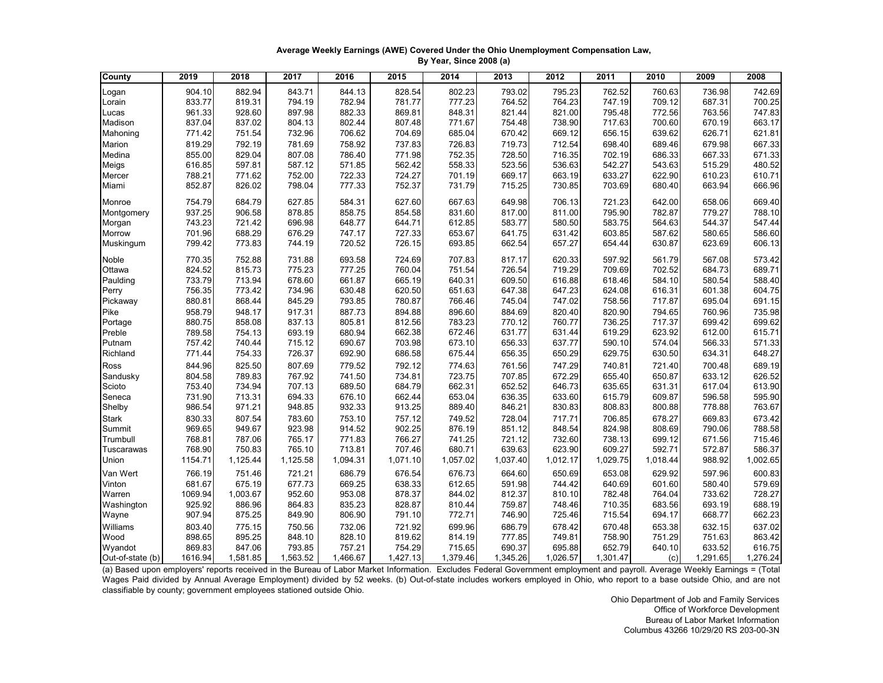**Average Weekly Earnings (AWE) Covered Under the Ohio Unemployment Compensation Law, By Year, Since 2008 (a)**

| County | 2019 | 2018 | 2017 | 2016 | 2015 | 2014 | 2013 | 2012 | 2011 | 2010 | 2009 | 2008 |
|---|---|---|---|---|---|---|---|---|---|---|---|---|
| Logan | 904.10 | 882.94 | 843.71 | 844.13 | 828.54 | 802.23 | 793.02 | 795.23 | 762.52 | 760.63 | 736.98 | 742.69 |
| Lorain | 833.77 | 819.31 | 794.19 | 782.94 | 781.77 | 777.23 | 764.52 | 764.23 | 747.19 | 709.12 | 687.31 | 700.25 |
| Lucas | 961.33 | 928.60 | 897.98 | 882.33 | 869.81 | 848.31 | 821.44 | 821.00 | 795.48 | 772.56 | 763.56 | 747.83 |
| Madison | 837.04 | 837.02 | 804.13 | 802.44 | 807.48 | 771.67 | 754.48 | 738.90 | 717.63 | 700.60 | 670.19 | 663.17 |
| Mahoning | 771.42 | 751.54 | 732.96 | 706.62 | 704.69 | 685.04 | 670.42 | 669.12 | 656.15 | 639.62 | 626.71 | 621.81 |
| Marion | 819.29 | 792.19 | 781.69 | 758.92 | 737.83 | 726.83 | 719.73 | 712.54 | 698.40 | 689.46 | 679.98 | 667.33 |
| Medina | 855.00 | 829.04 | 807.08 | 786.40 | 771.98 | 752.35 | 728.50 | 716.35 | 702.19 | 686.33 | 667.33 | 671.33 |
| Meigs | 616.85 | 597.81 | 587.12 | 571.85 | 562.42 | 558.33 | 523.56 | 536.63 | 542.27 | 543.63 | 515.29 | 480.52 |
| Mercer | 788.21 | 771.62 | 752.00 | 722.33 | 724.27 | 701.19 | 669.17 | 663.19 | 633.27 | 622.90 | 610.23 | 610.71 |
| Miami | 852.87 | 826.02 | 798.04 | 777.33 | 752.37 | 731.79 | 715.25 | 730.85 | 703.69 | 680.40 | 663.94 | 666.96 |
| Monroe | 754.79 | 684.79 | 627.85 | 584.31 | 627.60 | 667.63 | 649.98 | 706.13 | 721.23 | 642.00 | 658.06 | 669.40 |
| Montgomery | 937.25 | 906.58 | 878.85 | 858.75 | 854.58 | 831.60 | 817.00 | 811.00 | 795.90 | 782.87 | 779.27 | 788.10 |
| Morgan | 743.23 | 721.42 | 696.98 | 648.77 | 644.71 | 612.85 | 583.77 | 580.50 | 583.75 | 564.63 | 544.37 | 547.44 |
| Morrow | 701.96 | 688.29 | 676.29 | 747.17 | 727.33 | 653.67 | 641.75 | 631.42 | 603.85 | 587.62 | 580.65 | 586.60 |
| Muskingum | 799.42 | 773.83 | 744.19 | 720.52 | 726.15 | 693.85 | 662.54 | 657.27 | 654.44 | 630.87 | 623.69 | 606.13 |
| Noble | 770.35 | 752.88 | 731.88 | 693.58 | 724.69 | 707.83 | 817.17 | 620.33 | 597.92 | 561.79 | 567.08 | 573.42 |
| Ottawa | 824.52 | 815.73 | 775.23 | 777.25 | 760.04 | 751.54 | 726.54 | 719.29 | 709.69 | 702.52 | 684.73 | 689.71 |
| Paulding | 733.79 | 713.94 | 678.60 | 661.87 | 665.19 | 640.31 | 609.50 | 616.88 | 618.46 | 584.10 | 580.54 | 588.40 |
| Perry | 756.35 | 773.42 | 734.96 | 630.48 | 620.50 | 651.63 | 647.38 | 647.23 | 624.08 | 616.31 | 601.38 | 604.75 |
| Pickaway | 880.81 | 868.44 | 845.29 | 793.85 | 780.87 | 766.46 | 745.04 | 747.02 | 758.56 | 717.87 | 695.04 | 691.15 |
| Pike | 958.79 | 948.17 | 917.31 | 887.73 | 894.88 | 896.60 | 884.69 | 820.40 | 820.90 | 794.65 | 760.96 | 735.98 |
| Portage | 880.75 | 858.08 | 837.13 | 805.81 | 812.56 | 783.23 | 770.12 | 760.77 | 736.25 | 717.37 | 699.42 | 699.62 |
| Preble | 789.58 | 754.13 | 693.19 | 680.94 | 662.38 | 672.46 | 631.77 | 631.44 | 619.29 | 623.92 | 612.00 | 615.71 |
| Putnam | 757.42 | 740.44 | 715.12 | 690.67 | 703.98 | 673.10 | 656.33 | 637.77 | 590.10 | 574.04 | 566.33 | 571.33 |
| Richland | 771.44 | 754.33 | 726.37 | 692.90 | 686.58 | 675.44 | 656.35 | 650.29 | 629.75 | 630.50 | 634.31 | 648.27 |
| Ross | 844.96 | 825.50 | 807.69 | 779.52 | 792.12 | 774.63 | 761.56 | 747.29 | 740.81 | 721.40 | 700.48 | 689.19 |
| Sandusky | 804.58 | 789.83 | 767.92 | 741.50 | 734.81 | 723.75 | 707.85 | 672.29 | 655.40 | 650.87 | 633.12 | 626.52 |
| Scioto | 753.40 | 734.94 | 707.13 | 689.50 | 684.79 | 662.31 | 652.52 | 646.73 | 635.65 | 631.31 | 617.04 | 613.90 |
| Seneca | 731.90 | 713.31 | 694.33 | 676.10 | 662.44 | 653.04 | 636.35 | 633.60 | 615.79 | 609.87 | 596.58 | 595.90 |
| Shelby | 986.54 | 971.21 | 948.85 | 932.33 | 913.25 | 889.40 | 846.21 | 830.83 | 808.83 | 800.88 | 778.88 | 763.67 |
| Stark | 830.33 | 807.54 | 783.60 | 753.10 | 757.12 | 749.52 | 728.04 | 717.71 | 706.85 | 678.27 | 669.83 | 673.42 |
| Summit | 969.65 | 949.67 | 923.98 | 914.52 | 902.25 | 876.19 | 851.12 | 848.54 | 824.98 | 808.69 | 790.06 | 788.58 |
| Trumbull | 768.81 | 787.06 | 765.17 | 771.83 | 766.27 | 741.25 | 721.12 | 732.60 | 738.13 | 699.12 | 671.56 | 715.46 |
| Tuscarawas | 768.90 | 750.83 | 765.10 | 713.81 | 707.46 | 680.71 | 639.63 | 623.90 | 609.27 | 592.71 | 572.87 | 586.37 |
| Union | 1154.71 | 1,125.44 | 1,125.58 | 1,094.31 | 1,071.10 | 1,057.02 | 1,037.40 | 1,012.17 | 1,029.75 | 1,018.44 | 988.92 | 1,002.65 |
| Van Wert | 766.19 | 751.46 | 721.21 | 686.79 | 676.54 | 676.73 | 664.60 | 650.69 | 653.08 | 629.92 | 597.96 | 600.83 |
| Vinton | 681.67 | 675.19 | 677.73 | 669.25 | 638.33 | 612.65 | 591.98 | 744.42 | 640.69 | 601.60 | 580.40 | 579.69 |
| Warren | 1069.94 | 1,003.67 | 952.60 | 953.08 | 878.37 | 844.02 | 812.37 | 810.10 | 782.48 | 764.04 | 733.62 | 728.27 |
| Washington | 925.92 | 886.96 | 864.83 | 835.23 | 828.87 | 810.44 | 759.87 | 748.46 | 710.35 | 683.56 | 693.19 | 688.19 |
| Wayne | 907.94 | 875.25 | 849.90 | 806.90 | 791.10 | 772.71 | 746.90 | 725.46 | 715.54 | 694.17 | 668.77 | 662.23 |
| Williams | 803.40 | 775.15 | 750.56 | 732.06 | 721.92 | 699.96 | 686.79 | 678.42 | 670.48 | 653.38 | 632.15 | 637.02 |
| Wood | 898.65 | 895.25 | 848.10 | 828.10 | 819.62 | 814.19 | 777.85 | 749.81 | 758.90 | 751.29 | 751.63 | 863.42 |
| Wyandot | 869.83 | 847.06 | 793.85 | 757.21 | 754.29 | 715.65 | 690.37 | 695.88 | 652.79 | 640.10 | 633.52 | 616.75 |
| Out-of-state (b) | 1616.94 | 1,581.85 | 1,563.52 | 1,466.67 | 1,427.13 | 1,379.46 | 1,345.26 | 1,026.57 | 1,301.47 | (c) | 1,291.65 | 1,276.24 |

(a) Based upon employers' reports received in the Bureau of Labor Market Information. Excludes Federal Government employment and payroll. Average Weekly Earnings = (Total Wages Paid divided by Annual Average Employment) divided by 52 weeks. (b) Out-of-state includes workers employed in Ohio, who report to a base outside Ohio, and are not classifiable by county; government employees stationed outside Ohio.

Ohio Department of Job and Family Services
Office of Workforce Development
Bureau of Labor Market Information
Columbus 43266 10/29/20 RS 203-00-3N